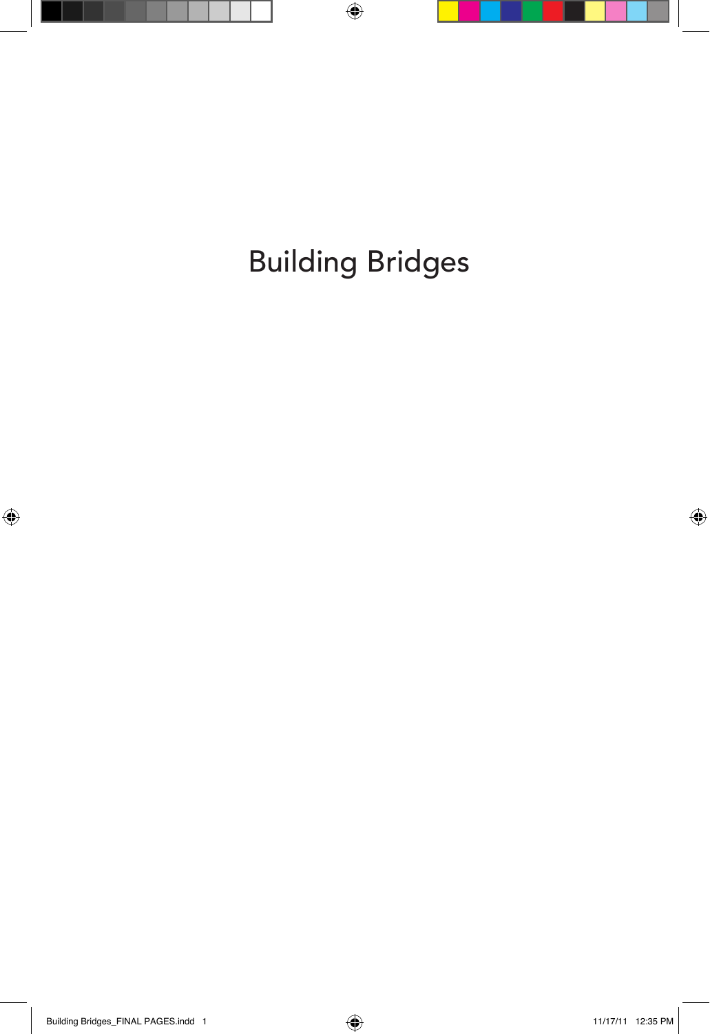# Building Bridges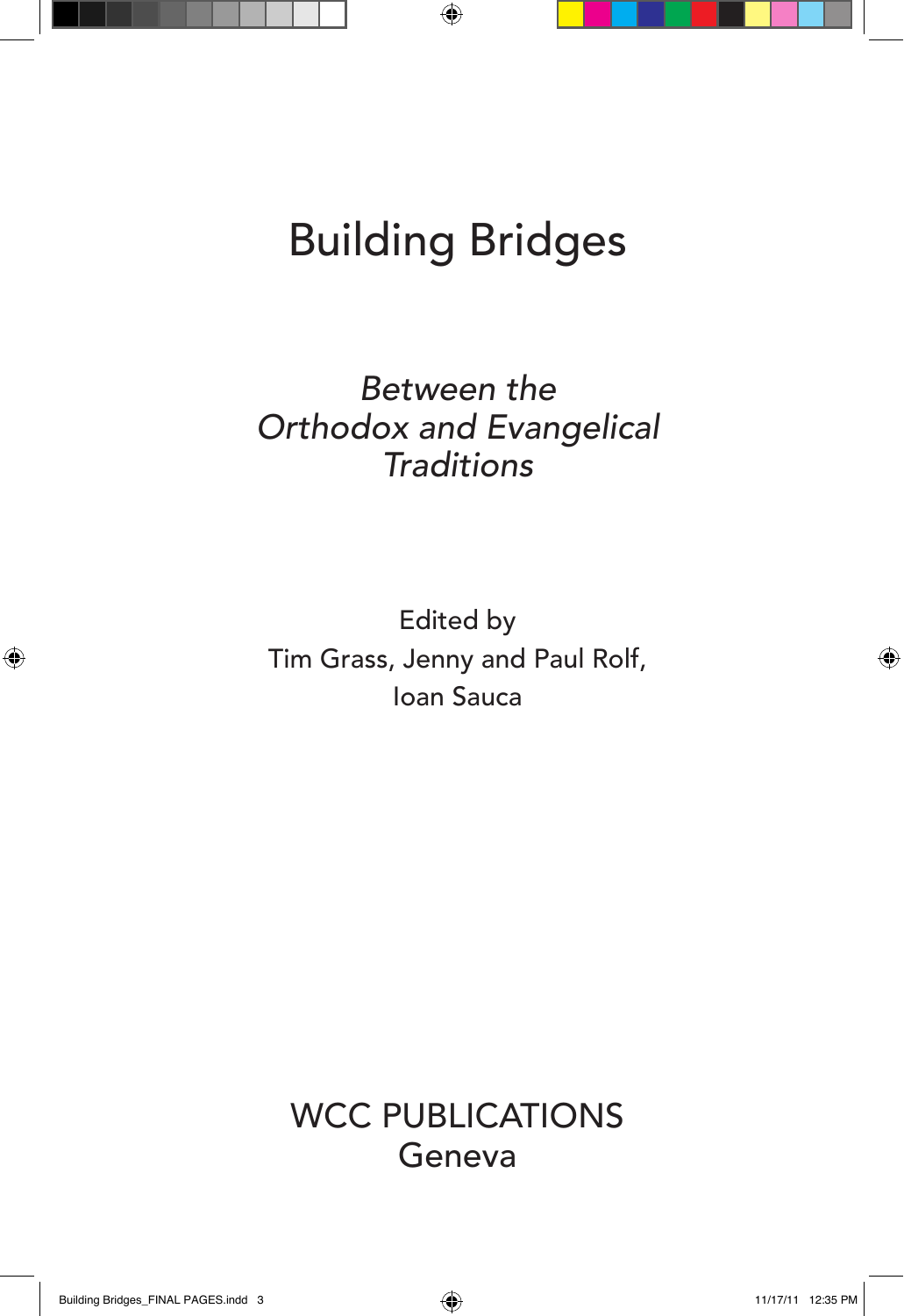# Building Bridges

*Between the Orthodox and Evangelical Traditions*

Edited by
Tim Grass, Jenny and Paul Rolf,
Ioan Sauca

WCC PUBLICATIONS
Geneva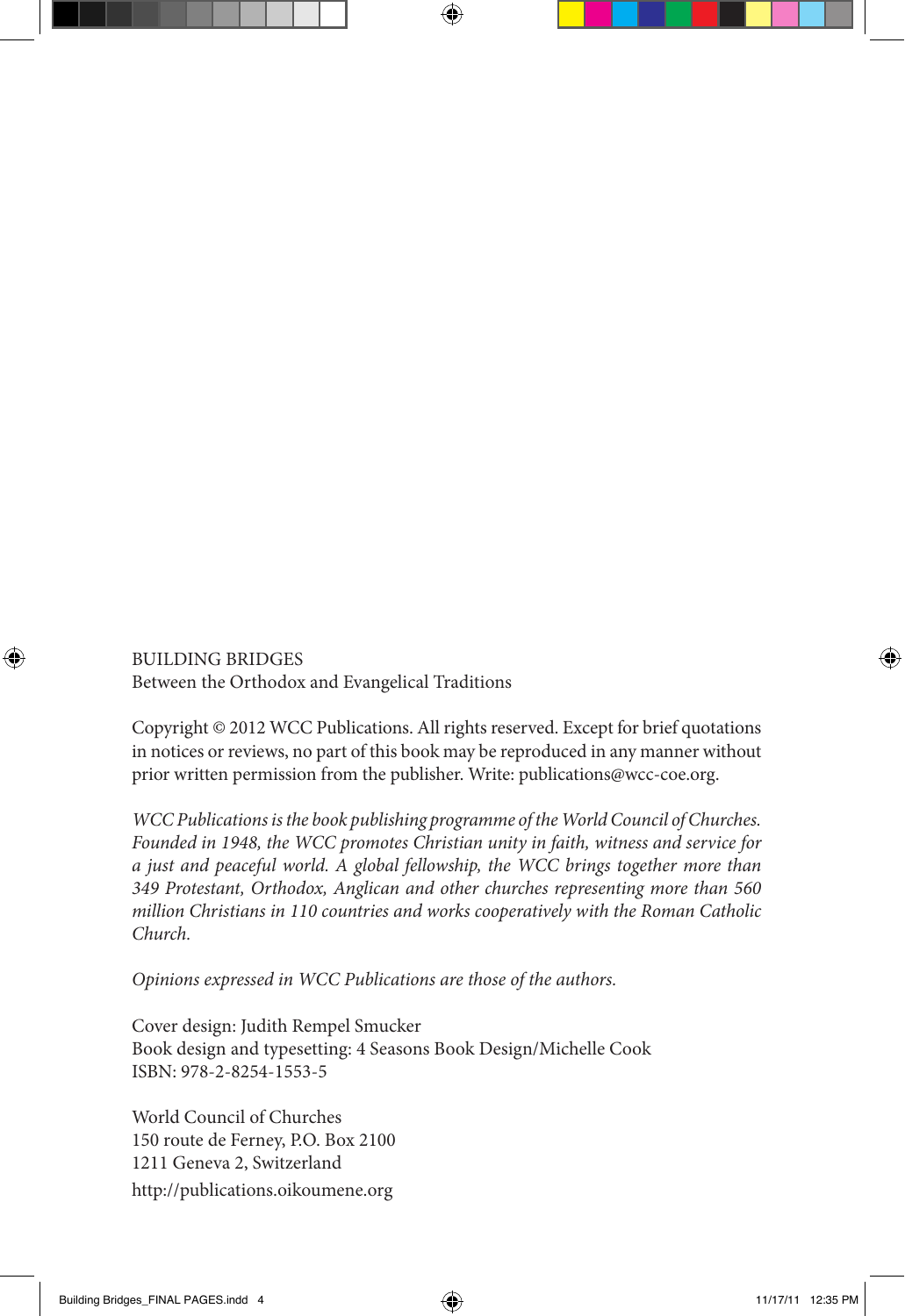BUILDING BRIDGES
Between the Orthodox and Evangelical Traditions

Copyright © 2012 WCC Publications. All rights reserved. Except for brief quotations in notices or reviews, no part of this book may be reproduced in any manner without prior written permission from the publisher. Write: publications@wcc-coe.org.

*WCC Publications is the book publishing programme of the World Council of Churches. Founded in 1948, the WCC promotes Christian unity in faith, witness and service for a just and peaceful world. A global fellowship, the WCC brings together more than 349 Protestant, Orthodox, Anglican and other churches representing more than 560 million Christians in 110 countries and works cooperatively with the Roman Catholic Church.*

*Opinions expressed in WCC Publications are those of the authors.*

Cover design: Judith Rempel Smucker
Book design and typesetting: 4 Seasons Book Design/Michelle Cook
ISBN: 978-2-8254-1553-5

World Council of Churches
150 route de Ferney, P.O. Box 2100
1211 Geneva 2, Switzerland
http://publications.oikoumene.org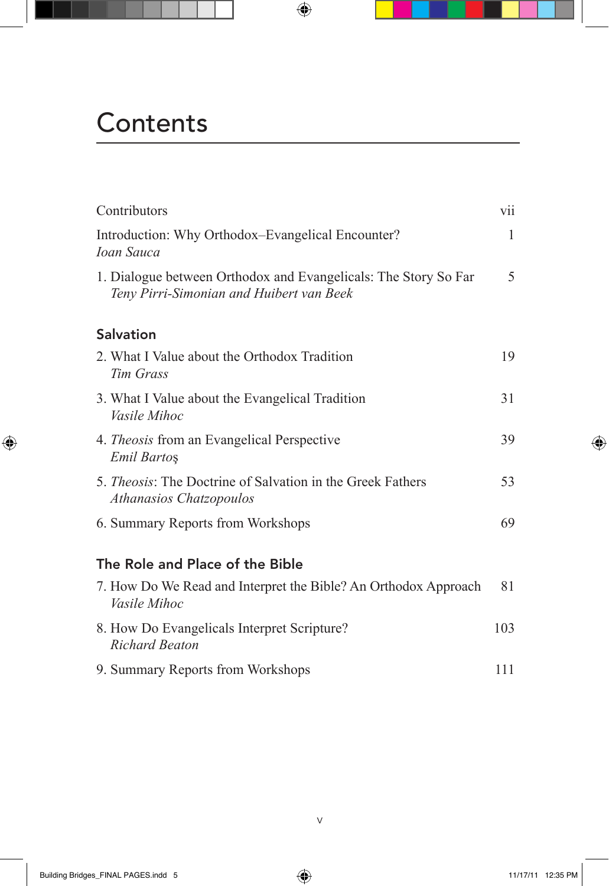# Contents

Contributors vii

Introduction: Why Orthodox–Evangelical Encounter? 1
*Ioan Sauca*

1. Dialogue between Orthodox and Evangelicals: The Story So Far 5
*Teny Pirri-Simonian and Huibert van Beek*

## Salvation

2. What I Value about the Orthodox Tradition 19
*Tim Grass*

3. What I Value about the Evangelical Tradition 31
*Vasile Mihoc*

4. *Theosis* from an Evangelical Perspective 39
*Emil Bartoş*

5. *Theosis*: The Doctrine of Salvation in the Greek Fathers 53
*Athanasios Chatzopoulos*

6. Summary Reports from Workshops 69

## The Role and Place of the Bible

7. How Do We Read and Interpret the Bible? An Orthodox Approach 81
*Vasile Mihoc*

8. How Do Evangelicals Interpret Scripture? 103
*Richard Beaton*

9. Summary Reports from Workshops 111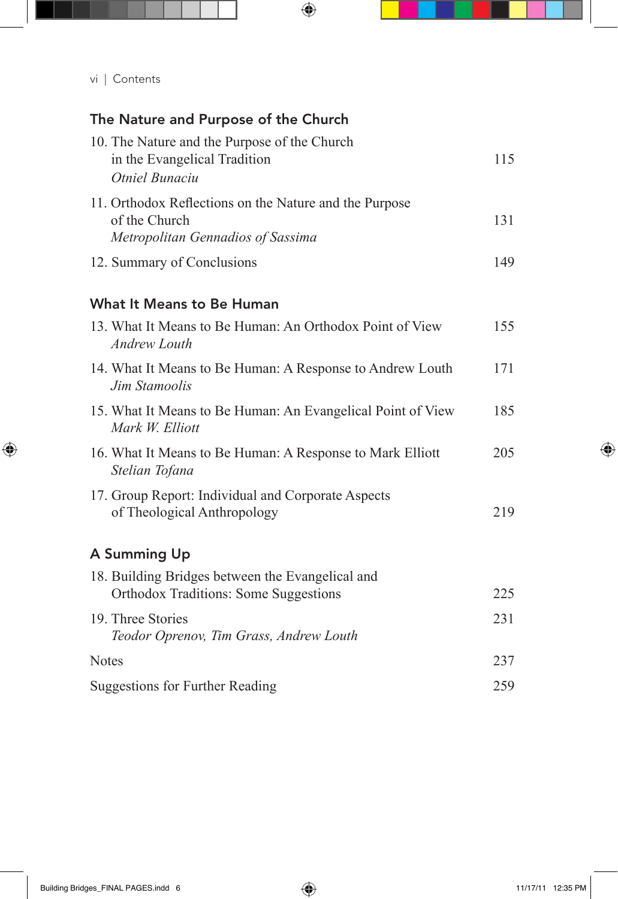## The Nature and Purpose of the Church

10. The Nature and the Purpose of the Church in the Evangelical Tradition — 115
    *Otniel Bunaciu*

11. Orthodox Reflections on the Nature and the Purpose of the Church — 131
    *Metropolitan Gennadios of Sassima*

12. Summary of Conclusions — 149

## What It Means to Be Human

13. What It Means to Be Human: An Orthodox Point of View — 155
    *Andrew Louth*

14. What It Means to Be Human: A Response to Andrew Louth — 171
    *Jim Stamoolis*

15. What It Means to Be Human: An Evangelical Point of View — 185
    *Mark W. Elliott*

16. What It Means to Be Human: A Response to Mark Elliott — 205
    *Stelian Tofana*

17. Group Report: Individual and Corporate Aspects of Theological Anthropology — 219

## A Summing Up

18. Building Bridges between the Evangelical and Orthodox Traditions: Some Suggestions — 225

19. Three Stories — 231
    *Teodor Oprenov, Tim Grass, Andrew Louth*

Notes — 237

Suggestions for Further Reading — 259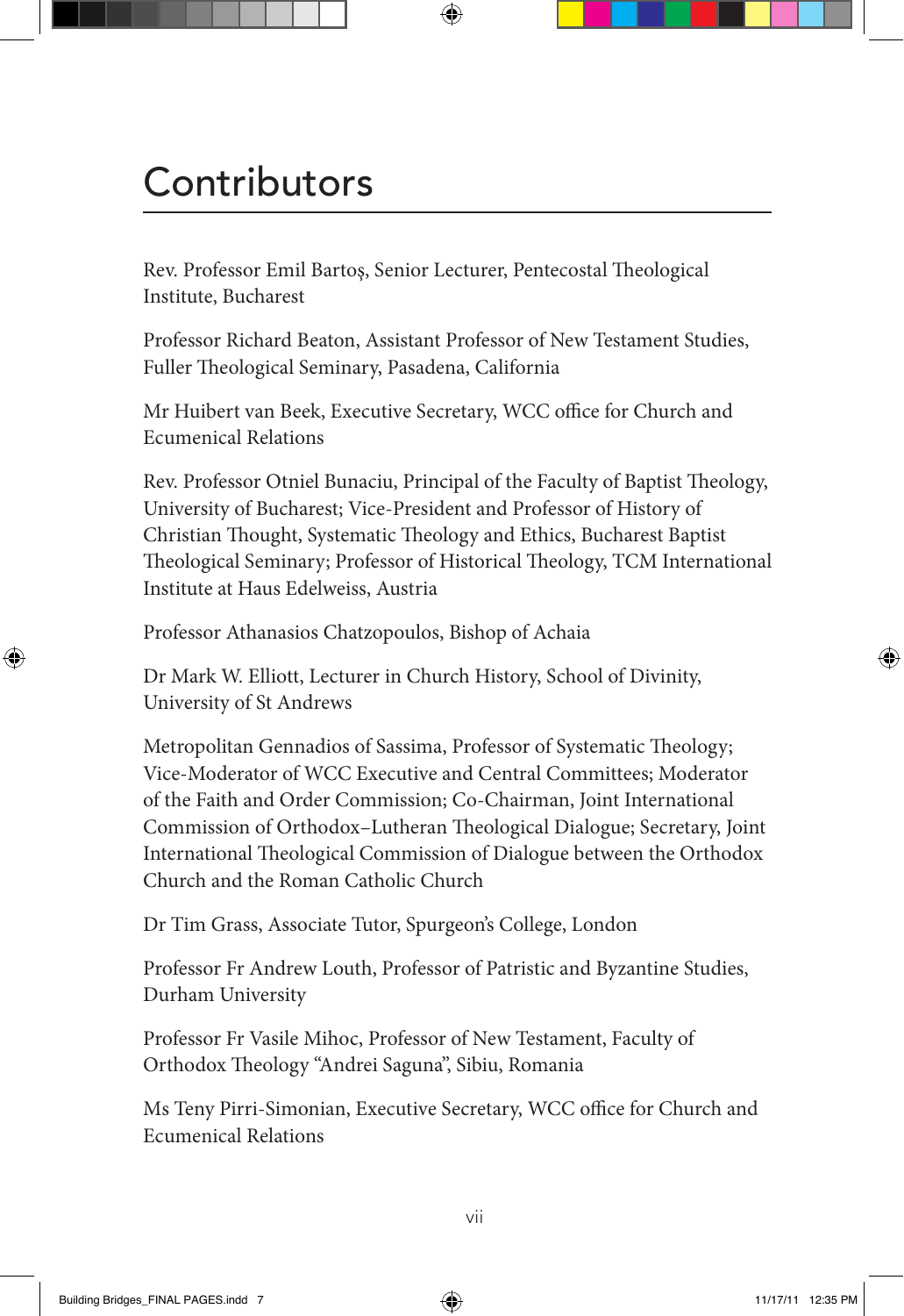# Contributors

Rev. Professor Emil Bartoş, Senior Lecturer, Pentecostal Theological Institute, Bucharest

Professor Richard Beaton, Assistant Professor of New Testament Studies, Fuller Theological Seminary, Pasadena, California

Mr Huibert van Beek, Executive Secretary, WCC office for Church and Ecumenical Relations

Rev. Professor Otniel Bunaciu, Principal of the Faculty of Baptist Theology, University of Bucharest; Vice-President and Professor of History of Christian Thought, Systematic Theology and Ethics, Bucharest Baptist Theological Seminary; Professor of Historical Theology, TCM International Institute at Haus Edelweiss, Austria

Professor Athanasios Chatzopoulos, Bishop of Achaia

Dr Mark W. Elliott, Lecturer in Church History, School of Divinity, University of St Andrews

Metropolitan Gennadios of Sassima, Professor of Systematic Theology; Vice-Moderator of WCC Executive and Central Committees; Moderator of the Faith and Order Commission; Co-Chairman, Joint International Commission of Orthodox–Lutheran Theological Dialogue; Secretary, Joint International Theological Commission of Dialogue between the Orthodox Church and the Roman Catholic Church

Dr Tim Grass, Associate Tutor, Spurgeon's College, London

Professor Fr Andrew Louth, Professor of Patristic and Byzantine Studies, Durham University

Professor Fr Vasile Mihoc, Professor of New Testament, Faculty of Orthodox Theology "Andrei Saguna", Sibiu, Romania

Ms Teny Pirri-Simonian, Executive Secretary, WCC office for Church and Ecumenical Relations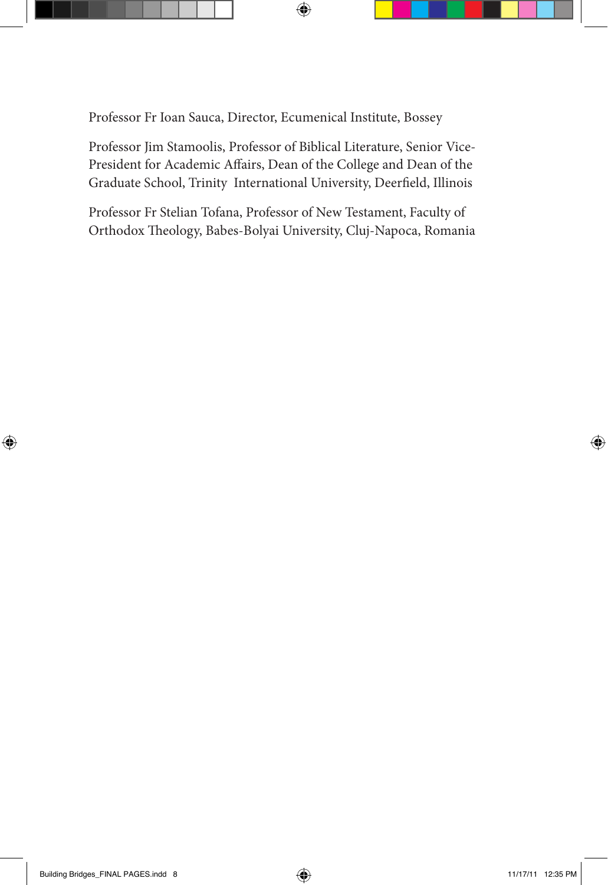Professor Fr Ioan Sauca, Director, Ecumenical Institute, Bossey

Professor Jim Stamoolis, Professor of Biblical Literature, Senior Vice-President for Academic Affairs, Dean of the College and Dean of the Graduate School, Trinity International University, Deerfield, Illinois

Professor Fr Stelian Tofana, Professor of New Testament, Faculty of Orthodox Theology, Babes-Bolyai University, Cluj-Napoca, Romania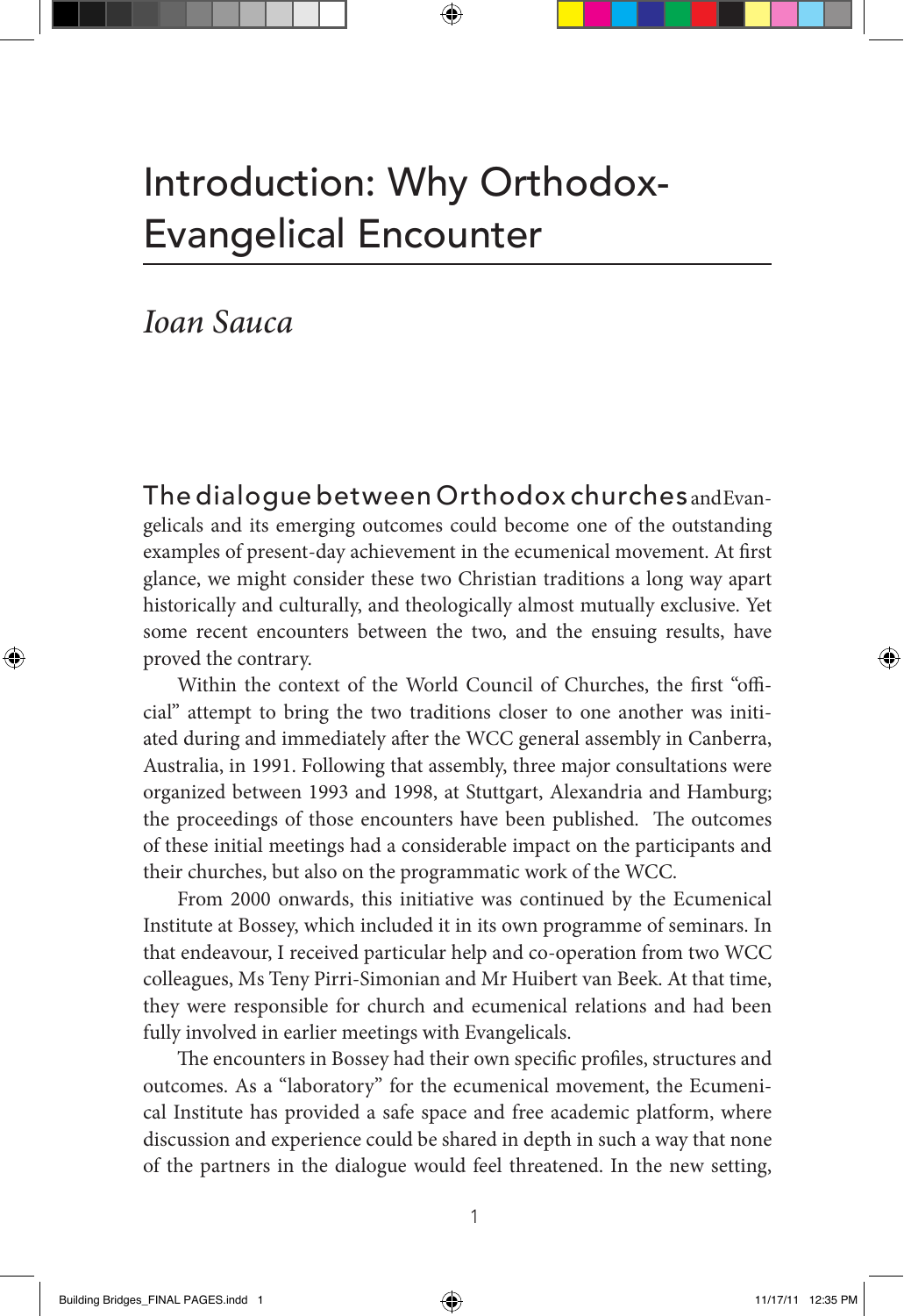# Introduction: Why Orthodox-Evangelical Encounter

*Ioan Sauca*

The dialogue between Orthodox churches and Evangelicals and its emerging outcomes could become one of the outstanding examples of present-day achievement in the ecumenical movement. At first glance, we might consider these two Christian traditions a long way apart historically and culturally, and theologically almost mutually exclusive. Yet some recent encounters between the two, and the ensuing results, have proved the contrary.

Within the context of the World Council of Churches, the first "official" attempt to bring the two traditions closer to one another was initiated during and immediately after the WCC general assembly in Canberra, Australia, in 1991. Following that assembly, three major consultations were organized between 1993 and 1998, at Stuttgart, Alexandria and Hamburg; the proceedings of those encounters have been published. The outcomes of these initial meetings had a considerable impact on the participants and their churches, but also on the programmatic work of the WCC.

From 2000 onwards, this initiative was continued by the Ecumenical Institute at Bossey, which included it in its own programme of seminars. In that endeavour, I received particular help and co-operation from two WCC colleagues, Ms Teny Pirri-Simonian and Mr Huibert van Beek. At that time, they were responsible for church and ecumenical relations and had been fully involved in earlier meetings with Evangelicals.

The encounters in Bossey had their own specific profiles, structures and outcomes. As a "laboratory" for the ecumenical movement, the Ecumenical Institute has provided a safe space and free academic platform, where discussion and experience could be shared in depth in such a way that none of the partners in the dialogue would feel threatened. In the new setting,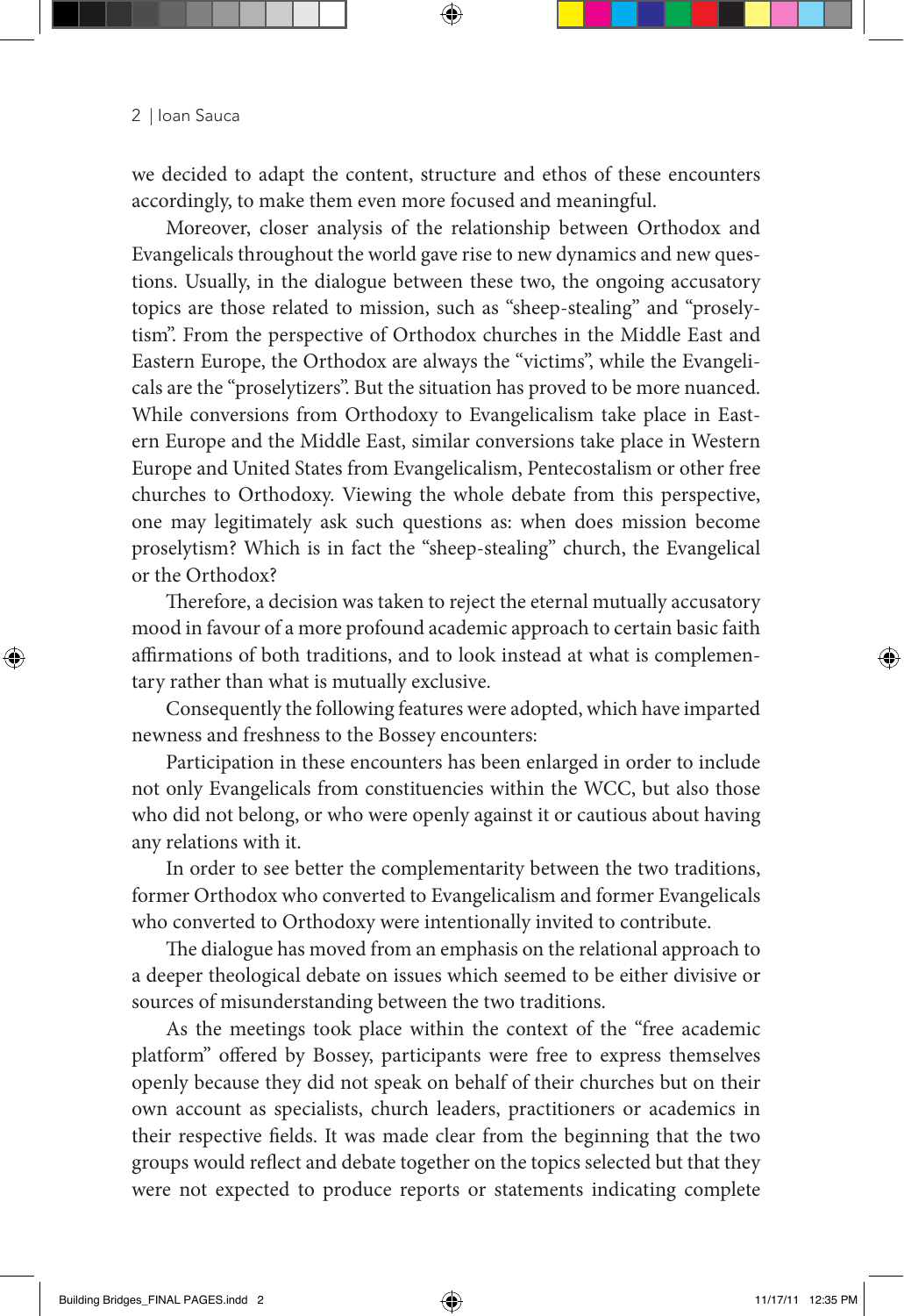we decided to adapt the content, structure and ethos of these encounters accordingly, to make them even more focused and meaningful.

Moreover, closer analysis of the relationship between Orthodox and Evangelicals throughout the world gave rise to new dynamics and new questions. Usually, in the dialogue between these two, the ongoing accusatory topics are those related to mission, such as "sheep-stealing" and "proselytism". From the perspective of Orthodox churches in the Middle East and Eastern Europe, the Orthodox are always the "victims", while the Evangelicals are the "proselytizers". But the situation has proved to be more nuanced. While conversions from Orthodoxy to Evangelicalism take place in Eastern Europe and the Middle East, similar conversions take place in Western Europe and United States from Evangelicalism, Pentecostalism or other free churches to Orthodoxy. Viewing the whole debate from this perspective, one may legitimately ask such questions as: when does mission become proselytism? Which is in fact the "sheep-stealing" church, the Evangelical or the Orthodox?

Therefore, a decision was taken to reject the eternal mutually accusatory mood in favour of a more profound academic approach to certain basic faith affirmations of both traditions, and to look instead at what is complementary rather than what is mutually exclusive.

Consequently the following features were adopted, which have imparted newness and freshness to the Bossey encounters:

Participation in these encounters has been enlarged in order to include not only Evangelicals from constituencies within the WCC, but also those who did not belong, or who were openly against it or cautious about having any relations with it.

In order to see better the complementarity between the two traditions, former Orthodox who converted to Evangelicalism and former Evangelicals who converted to Orthodoxy were intentionally invited to contribute.

The dialogue has moved from an emphasis on the relational approach to a deeper theological debate on issues which seemed to be either divisive or sources of misunderstanding between the two traditions.

As the meetings took place within the context of the "free academic platform" offered by Bossey, participants were free to express themselves openly because they did not speak on behalf of their churches but on their own account as specialists, church leaders, practitioners or academics in their respective fields. It was made clear from the beginning that the two groups would reflect and debate together on the topics selected but that they were not expected to produce reports or statements indicating complete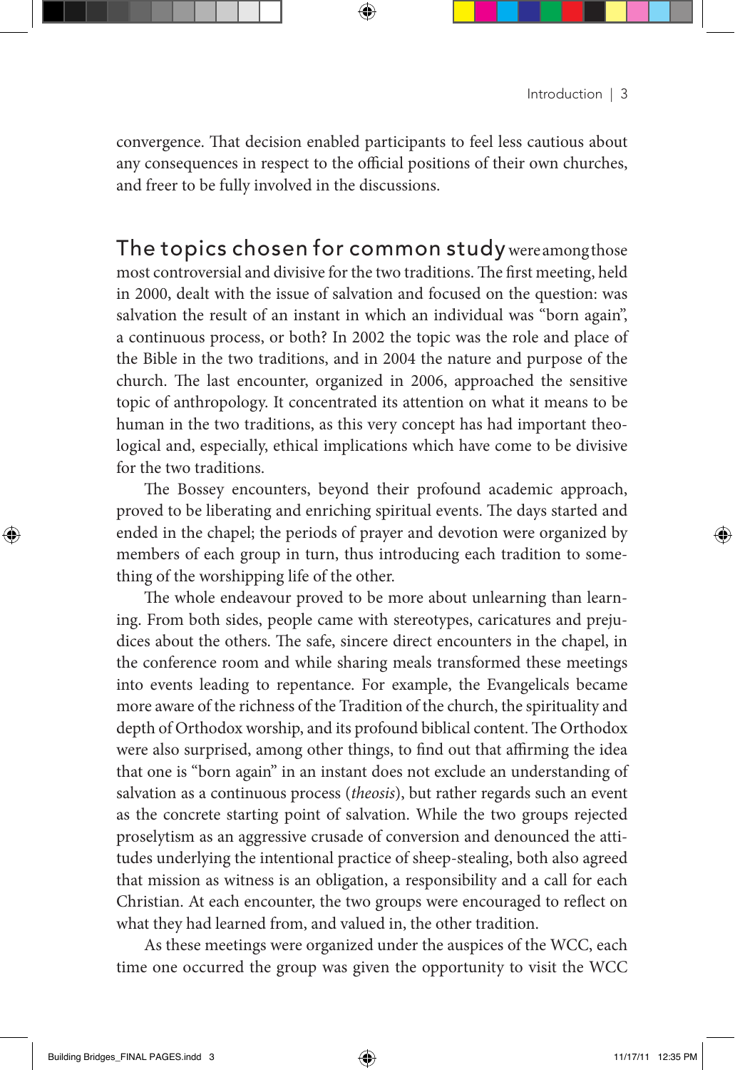convergence. That decision enabled participants to feel less cautious about any consequences in respect to the official positions of their own churches, and freer to be fully involved in the discussions.

The topics chosen for common study were among those most controversial and divisive for the two traditions. The first meeting, held in 2000, dealt with the issue of salvation and focused on the question: was salvation the result of an instant in which an individual was "born again", a continuous process, or both? In 2002 the topic was the role and place of the Bible in the two traditions, and in 2004 the nature and purpose of the church. The last encounter, organized in 2006, approached the sensitive topic of anthropology. It concentrated its attention on what it means to be human in the two traditions, as this very concept has had important theological and, especially, ethical implications which have come to be divisive for the two traditions.

The Bossey encounters, beyond their profound academic approach, proved to be liberating and enriching spiritual events. The days started and ended in the chapel; the periods of prayer and devotion were organized by members of each group in turn, thus introducing each tradition to something of the worshipping life of the other.

The whole endeavour proved to be more about unlearning than learning. From both sides, people came with stereotypes, caricatures and prejudices about the others. The safe, sincere direct encounters in the chapel, in the conference room and while sharing meals transformed these meetings into events leading to repentance. For example, the Evangelicals became more aware of the richness of the Tradition of the church, the spirituality and depth of Orthodox worship, and its profound biblical content. The Orthodox were also surprised, among other things, to find out that affirming the idea that one is "born again" in an instant does not exclude an understanding of salvation as a continuous process (*theosis*), but rather regards such an event as the concrete starting point of salvation. While the two groups rejected proselytism as an aggressive crusade of conversion and denounced the attitudes underlying the intentional practice of sheep-stealing, both also agreed that mission as witness is an obligation, a responsibility and a call for each Christian. At each encounter, the two groups were encouraged to reflect on what they had learned from, and valued in, the other tradition.

As these meetings were organized under the auspices of the WCC, each time one occurred the group was given the opportunity to visit the WCC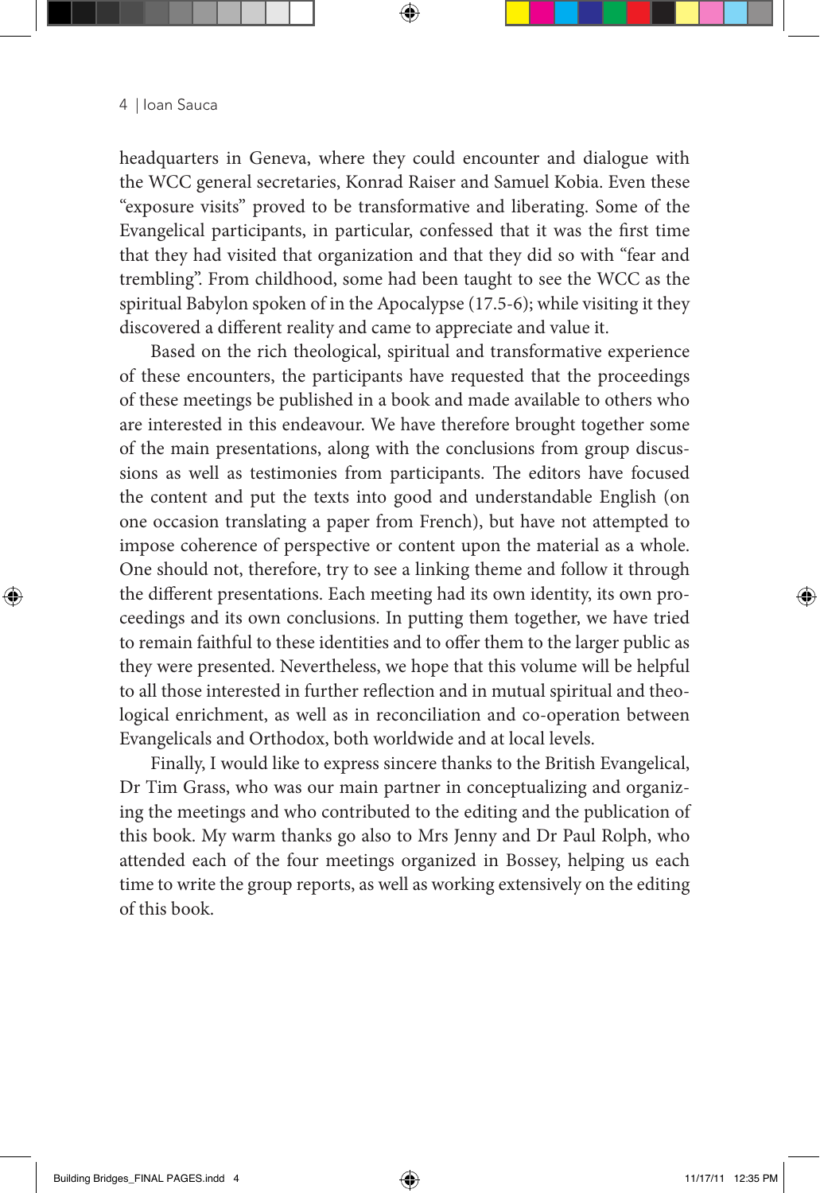headquarters in Geneva, where they could encounter and dialogue with the WCC general secretaries, Konrad Raiser and Samuel Kobia. Even these "exposure visits" proved to be transformative and liberating. Some of the Evangelical participants, in particular, confessed that it was the first time that they had visited that organization and that they did so with "fear and trembling". From childhood, some had been taught to see the WCC as the spiritual Babylon spoken of in the Apocalypse (17.5-6); while visiting it they discovered a different reality and came to appreciate and value it.

Based on the rich theological, spiritual and transformative experience of these encounters, the participants have requested that the proceedings of these meetings be published in a book and made available to others who are interested in this endeavour. We have therefore brought together some of the main presentations, along with the conclusions from group discussions as well as testimonies from participants. The editors have focused the content and put the texts into good and understandable English (on one occasion translating a paper from French), but have not attempted to impose coherence of perspective or content upon the material as a whole. One should not, therefore, try to see a linking theme and follow it through the different presentations. Each meeting had its own identity, its own proceedings and its own conclusions. In putting them together, we have tried to remain faithful to these identities and to offer them to the larger public as they were presented. Nevertheless, we hope that this volume will be helpful to all those interested in further reflection and in mutual spiritual and theological enrichment, as well as in reconciliation and co-operation between Evangelicals and Orthodox, both worldwide and at local levels.

Finally, I would like to express sincere thanks to the British Evangelical, Dr Tim Grass, who was our main partner in conceptualizing and organizing the meetings and who contributed to the editing and the publication of this book. My warm thanks go also to Mrs Jenny and Dr Paul Rolph, who attended each of the four meetings organized in Bossey, helping us each time to write the group reports, as well as working extensively on the editing of this book.